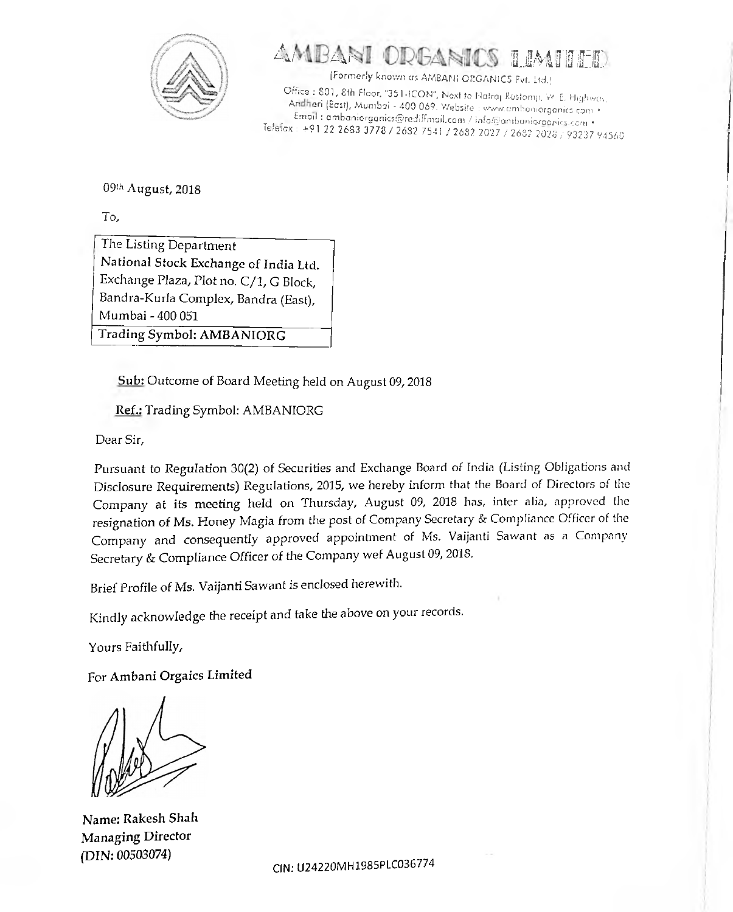# AMBANI ORGANICS LIMITED

(Formerly known as AMBANI ORGANICS Pvt. Ltd.)

Office : 801, 8th Floor, "351-ICON", Next to Natraj Rustomji, W. E. Highway, Andheri (East), Mumbai - 400 069. Website : www.ambaniorganics.com • Email : ambaniorganics@rediffmail.com / info@ambaniorganics.com • Telefax : +91 22 2683 3778 / 2682 7541 / 2682 2027 / 2682 2028 / 93237 94560

09th August, 2018

To,

The Listing Department
**National Stock Exchange of India Ltd.**
Exchange Plaza, Plot no. C/1, G Block,
Bandra-Kurla Complex, Bandra (East),
Mumbai - 400 051
**Trading Symbol: AMBANIORG**

**Sub:** Outcome of Board Meeting held on August 09, 2018

**Ref.:** Trading Symbol: AMBANIORG

Dear Sir,

Pursuant to Regulation 30(2) of Securities and Exchange Board of India (Listing Obligations and Disclosure Requirements) Regulations, 2015, we hereby inform that the Board of Directors of the Company at its meeting held on Thursday, August 09, 2018 has, inter alia, approved the resignation of Ms. Honey Magia from the post of Company Secretary & Compliance Officer of the Company and consequently approved appointment of Ms. Vaijanti Sawant as a Company Secretary & Compliance Officer of the Company wef August 09, 2018.

Brief Profile of Ms. Vaijanti Sawant is enclosed herewith.

Kindly acknowledge the receipt and take the above on your records.

Yours Faithfully,

**For Ambani Orgaics Limited**

**Name: Rakesh Shah**
**Managing Director**
**(DIN: 00503074)**

CIN: U24220MH1985PLC036774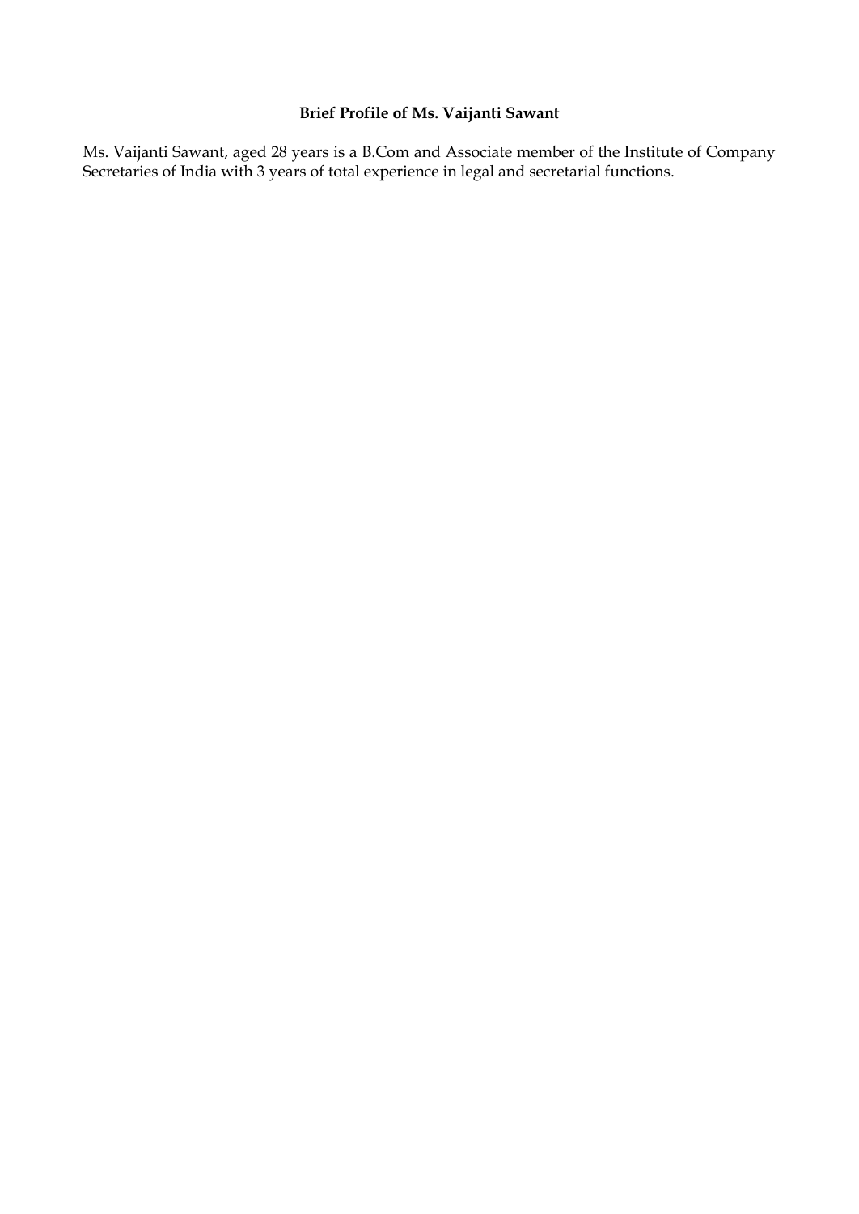**<u>Brief Profile of Ms. Vaijanti Sawant</u>**

Ms. Vaijanti Sawant, aged 28 years is a B.Com and Associate member of the Institute of Company Secretaries of India with 3 years of total experience in legal and secretarial functions.